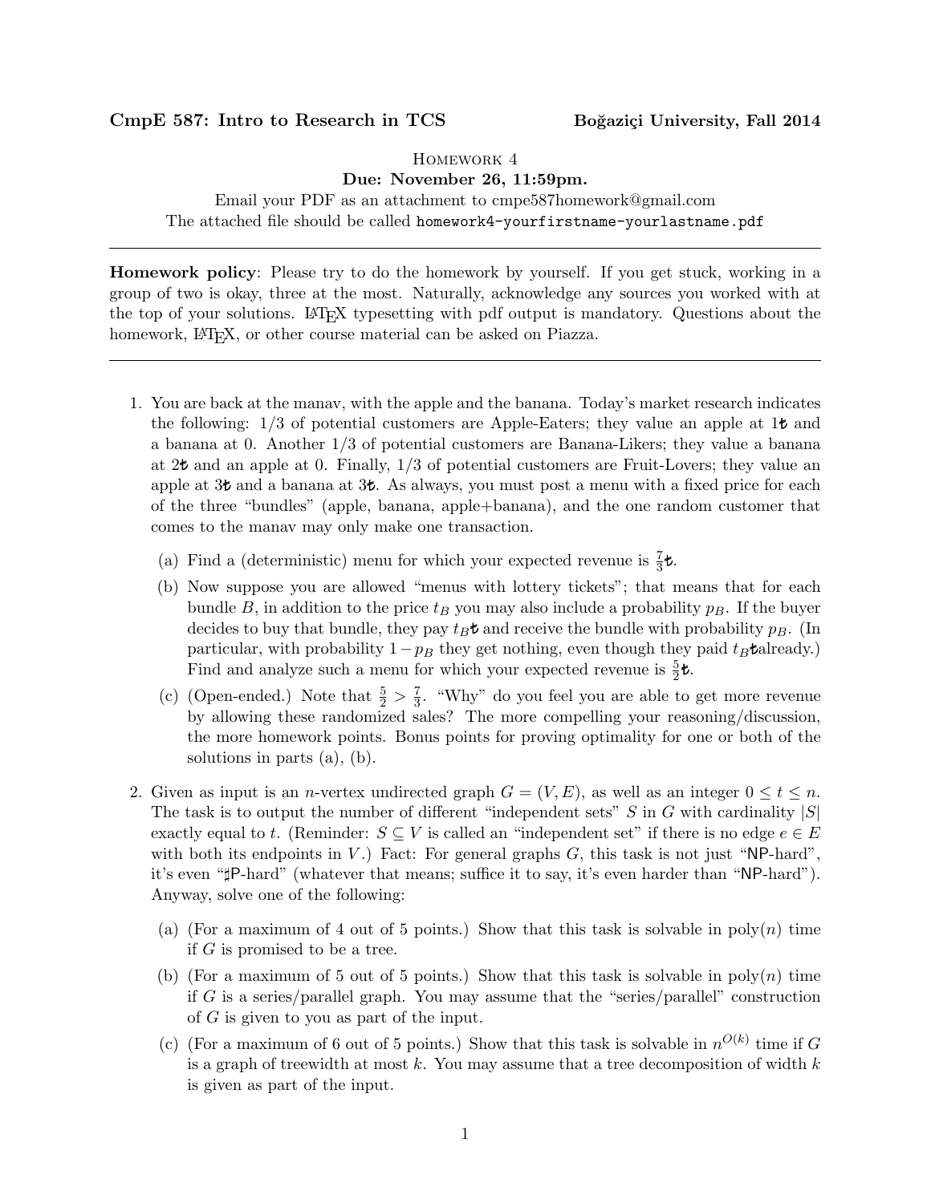**CmpE 587: Intro to Research in TCS** **Boğaziçi University, Fall 2014**

Homework 4

**Due: November 26, 11:59pm.**

Email your PDF as an attachment to cmpe587homework@gmail.com

The attached file should be called `homework4-yourfirstname-yourlastname.pdf`

---

**Homework policy**: Please try to do the homework by yourself. If you get stuck, working in a group of two is okay, three at the most. Naturally, acknowledge any sources you worked with at the top of your solutions. LaTeX typesetting with pdf output is mandatory. Questions about the homework, LaTeX, or other course material can be asked on Piazza.

---

1. You are back at the manav, with the apple and the banana. Today's market research indicates the following: 1/3 of potential customers are Apple-Eaters; they value an apple at 1₺ and a banana at 0. Another 1/3 of potential customers are Banana-Likers; they value a banana at 2₺ and an apple at 0. Finally, 1/3 of potential customers are Fruit-Lovers; they value an apple at 3₺ and a banana at 3₺. As always, you must post a menu with a fixed price for each of the three "bundles" (apple, banana, apple+banana), and the one random customer that comes to the manav may only make one transaction.

   (a) Find a (deterministic) menu for which your expected revenue is $\frac{7}{3}$₺.

   (b) Now suppose you are allowed "menus with lottery tickets"; that means that for each bundle $B$, in addition to the price $t_B$ you may also include a probability $p_B$. If the buyer decides to buy that bundle, they pay $t_B$₺ and receive the bundle with probability $p_B$. (In particular, with probability $1 - p_B$ they get nothing, even though they paid $t_B$₺already.) Find and analyze such a menu for which your expected revenue is $\frac{5}{2}$₺.

   (c) (Open-ended.) Note that $\frac{5}{2} > \frac{7}{3}$. "Why" do you feel you are able to get more revenue by allowing these randomized sales? The more compelling your reasoning/discussion, the more homework points. Bonus points for proving optimality for one or both of the solutions in parts (a), (b).

2. Given as input is an $n$-vertex undirected graph $G = (V, E)$, as well as an integer $0 \le t \le n$. The task is to output the number of different "independent sets" $S$ in $G$ with cardinality $|S|$ exactly equal to $t$. (Reminder: $S \subseteq V$ is called an "independent set" if there is no edge $e \in E$ with both its endpoints in $V$.) Fact: For general graphs $G$, this task is not just "NP-hard", it's even "♯P-hard" (whatever that means; suffice it to say, it's even harder than "NP-hard"). Anyway, solve one of the following:

   (a) (For a maximum of 4 out of 5 points.) Show that this task is solvable in poly($n$) time if $G$ is promised to be a tree.

   (b) (For a maximum of 5 out of 5 points.) Show that this task is solvable in poly($n$) time if $G$ is a series/parallel graph. You may assume that the "series/parallel" construction of $G$ is given to you as part of the input.

   (c) (For a maximum of 6 out of 5 points.) Show that this task is solvable in $n^{O(k)}$ time if $G$ is a graph of treewidth at most $k$. You may assume that a tree decomposition of width $k$ is given as part of the input.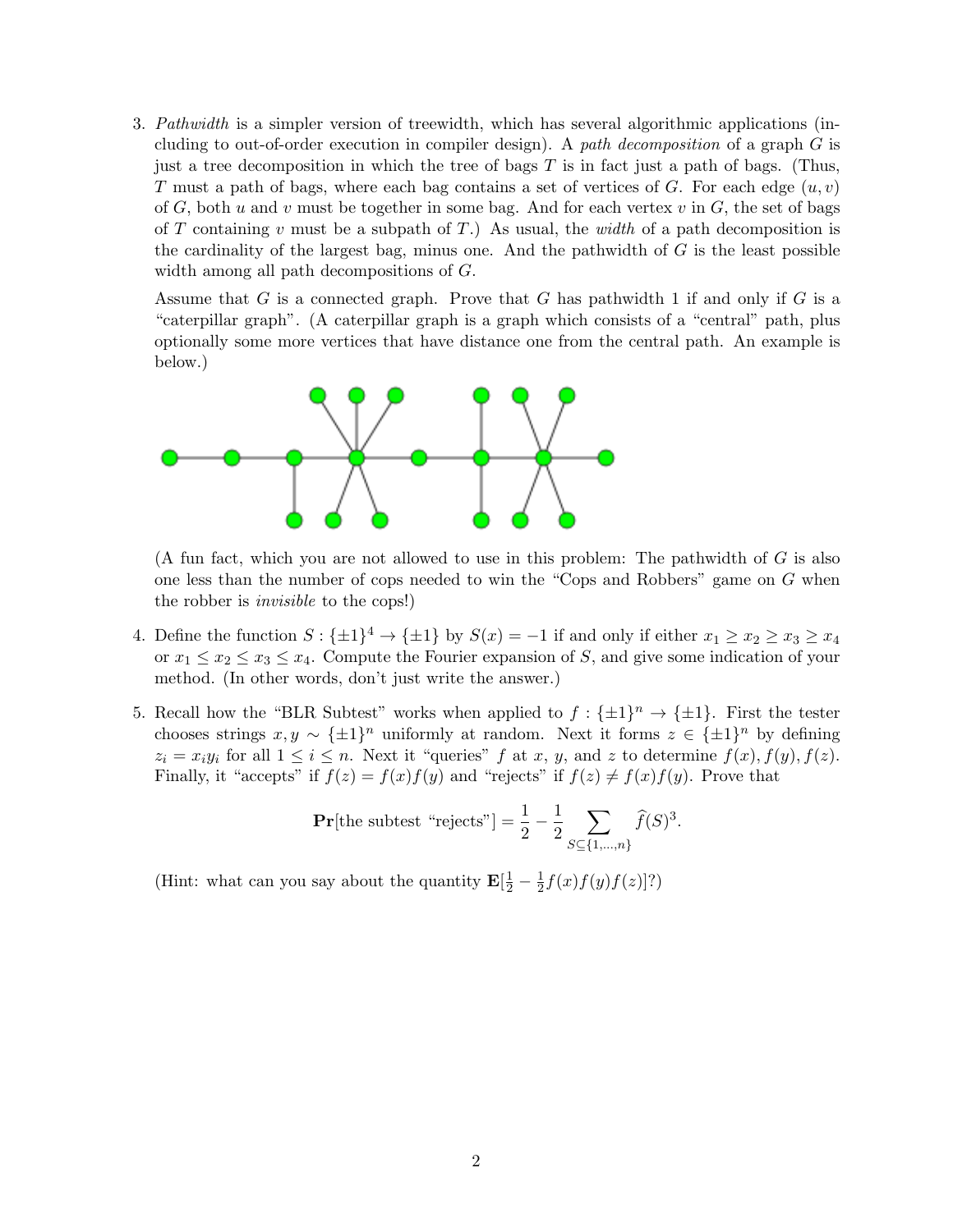3. *Pathwidth* is a simpler version of treewidth, which has several algorithmic applications (including to out-of-order execution in compiler design). A *path decomposition* of a graph $G$ is just a tree decomposition in which the tree of bags $T$ is in fact just a path of bags. (Thus, $T$ must a path of bags, where each bag contains a set of vertices of $G$. For each edge $(u, v)$ of $G$, both $u$ and $v$ must be together in some bag. And for each vertex $v$ in $G$, the set of bags of $T$ containing $v$ must be a subpath of $T$.) As usual, the *width* of a path decomposition is the cardinality of the largest bag, minus one. And the pathwidth of $G$ is the least possible width among all path decompositions of $G$.

   Assume that $G$ is a connected graph. Prove that $G$ has pathwidth 1 if and only if $G$ is a "caterpillar graph". (A caterpillar graph is a graph which consists of a "central" path, plus optionally some more vertices that have distance one from the central path. An example is below.)

   (A fun fact, which you are not allowed to use in this problem: The pathwidth of $G$ is also one less than the number of cops needed to win the "Cops and Robbers" game on $G$ when the robber is *invisible* to the cops!)

4. Define the function $S : \{\pm 1\}^4 \to \{\pm 1\}$ by $S(x) = -1$ if and only if either $x_1 \geq x_2 \geq x_3 \geq x_4$ or $x_1 \leq x_2 \leq x_3 \leq x_4$. Compute the Fourier expansion of $S$, and give some indication of your method. (In other words, don't just write the answer.)

5. Recall how the "BLR Subtest" works when applied to $f : \{\pm 1\}^n \to \{\pm 1\}$. First the tester chooses strings $x, y \sim \{\pm 1\}^n$ uniformly at random. Next it forms $z \in \{\pm 1\}^n$ by defining $z_i = x_i y_i$ for all $1 \leq i \leq n$. Next it "queries" $f$ at $x$, $y$, and $z$ to determine $f(x), f(y), f(z)$. Finally, it "accepts" if $f(z) = f(x)f(y)$ and "rejects" if $f(z) \neq f(x)f(y)$. Prove that

$$\mathbf{Pr}[\text{the subtest "rejects"}] = \frac{1}{2} - \frac{1}{2} \sum_{S \subseteq \{1,\ldots,n\}} \widehat{f}(S)^3.$$

   (Hint: what can you say about the quantity $\mathbf{E}[\frac{1}{2} - \frac{1}{2}f(x)f(y)f(z)]$?)